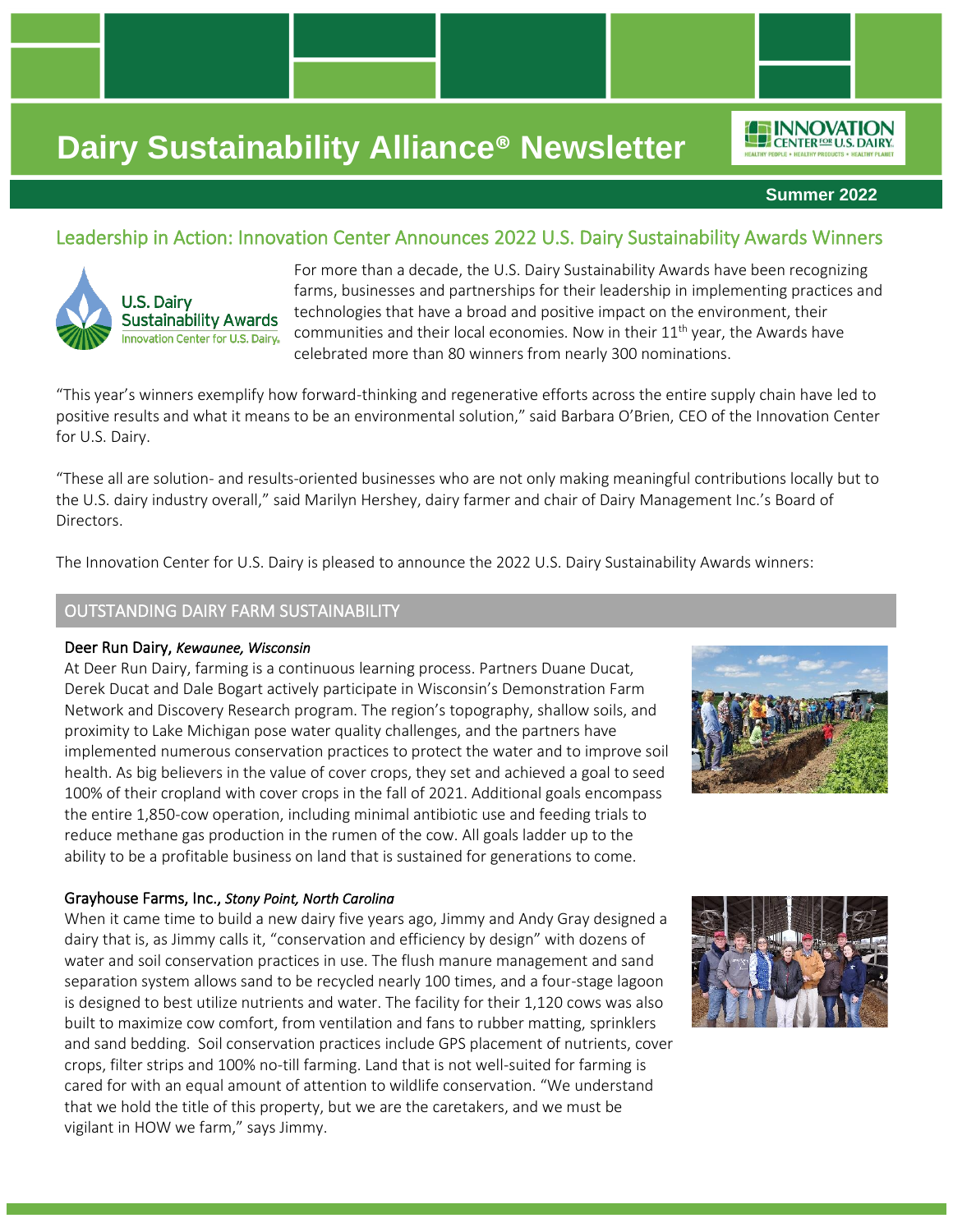# Dairy Sustainability Alliance® Newsletter

**Summer 2022**

## Leadership in Action: Innovation Center Announces 2022 U.S. Dairy Sustainability Awards Winners

For more than a decade, the U.S. Dairy Sustainability Awards have been recognizing farms, businesses and partnerships for their leadership in implementing practices and technologies that have a broad and positive impact on the environment, their communities and their local economies. Now in their 11th year, the Awards have celebrated more than 80 winners from nearly 300 nominations.

"This year's winners exemplify how forward-thinking and regenerative efforts across the entire supply chain have led to positive results and what it means to be an environmental solution," said Barbara O'Brien, CEO of the Innovation Center for U.S. Dairy.

"These all are solution- and results-oriented businesses who are not only making meaningful contributions locally but to the U.S. dairy industry overall," said Marilyn Hershey, dairy farmer and chair of Dairy Management Inc.'s Board of Directors.

The Innovation Center for U.S. Dairy is pleased to announce the 2022 U.S. Dairy Sustainability Awards winners:

### OUTSTANDING DAIRY FARM SUSTAINABILITY

**Deer Run Dairy,** ***Kewaunee, Wisconsin***

At Deer Run Dairy, farming is a continuous learning process. Partners Duane Ducat, Derek Ducat and Dale Bogart actively participate in Wisconsin's Demonstration Farm Network and Discovery Research program. The region's topography, shallow soils, and proximity to Lake Michigan pose water quality challenges, and the partners have implemented numerous conservation practices to protect the water and to improve soil health. As big believers in the value of cover crops, they set and achieved a goal to seed 100% of their cropland with cover crops in the fall of 2021. Additional goals encompass the entire 1,850-cow operation, including minimal antibiotic use and feeding trials to reduce methane gas production in the rumen of the cow. All goals ladder up to the ability to be a profitable business on land that is sustained for generations to come.

**Grayhouse Farms, Inc.,** ***Stony Point, North Carolina***

When it came time to build a new dairy five years ago, Jimmy and Andy Gray designed a dairy that is, as Jimmy calls it, "conservation and efficiency by design" with dozens of water and soil conservation practices in use. The flush manure management and sand separation system allows sand to be recycled nearly 100 times, and a four-stage lagoon is designed to best utilize nutrients and water. The facility for their 1,120 cows was also built to maximize cow comfort, from ventilation and fans to rubber matting, sprinklers and sand bedding. Soil conservation practices include GPS placement of nutrients, cover crops, filter strips and 100% no-till farming. Land that is not well-suited for farming is cared for with an equal amount of attention to wildlife conservation. "We understand that we hold the title of this property, but we are the caretakers, and we must be vigilant in HOW we farm," says Jimmy.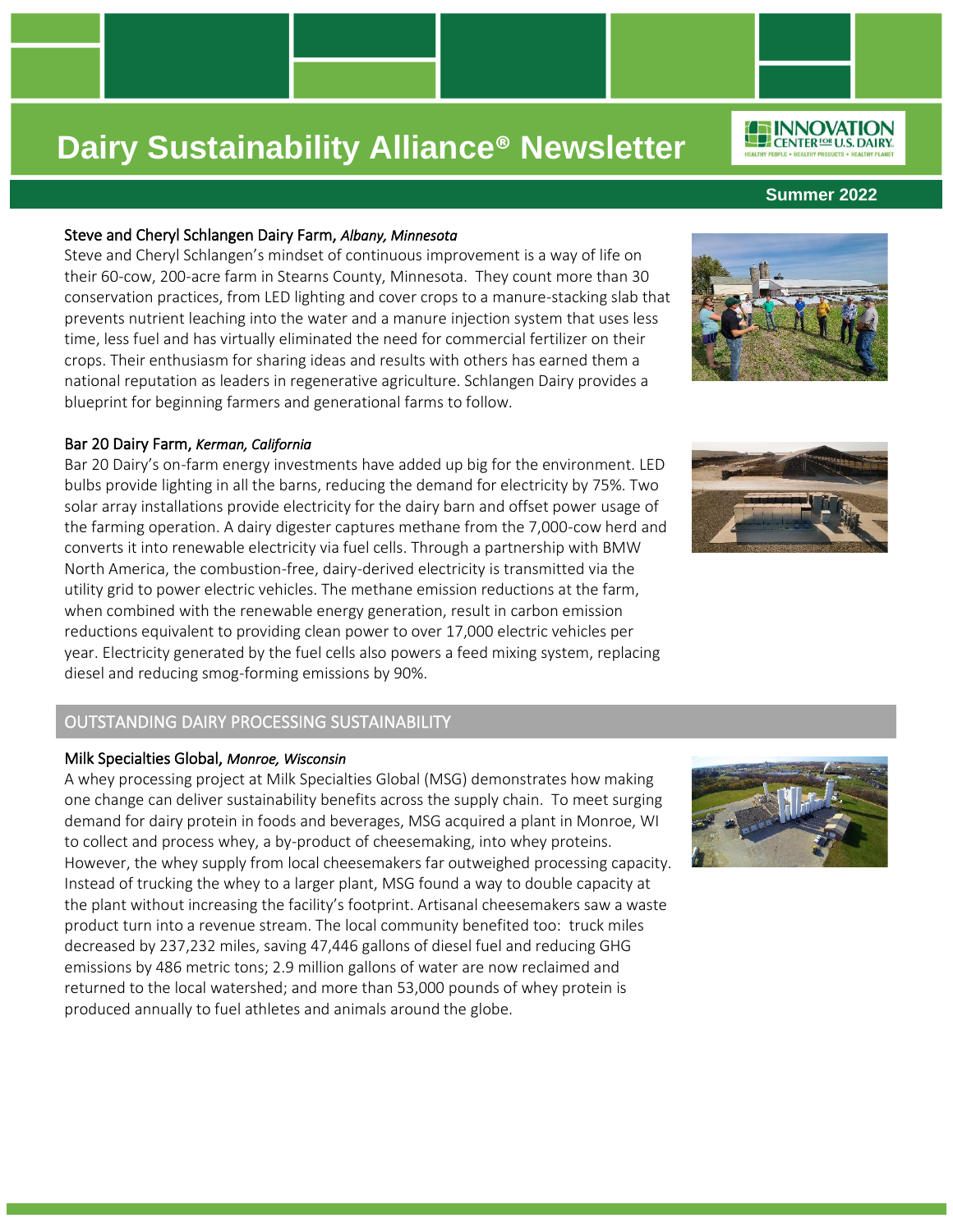# Dairy Sustainability Alliance® Newsletter

**Summer 2022**

### Steve and Cheryl Schlangen Dairy Farm, *Albany, Minnesota*

Steve and Cheryl Schlangen's mindset of continuous improvement is a way of life on their 60-cow, 200-acre farm in Stearns County, Minnesota. They count more than 30 conservation practices, from LED lighting and cover crops to a manure-stacking slab that prevents nutrient leaching into the water and a manure injection system that uses less time, less fuel and has virtually eliminated the need for commercial fertilizer on their crops. Their enthusiasm for sharing ideas and results with others has earned them a national reputation as leaders in regenerative agriculture. Schlangen Dairy provides a blueprint for beginning farmers and generational farms to follow.

### Bar 20 Dairy Farm, *Kerman, California*

Bar 20 Dairy's on-farm energy investments have added up big for the environment. LED bulbs provide lighting in all the barns, reducing the demand for electricity by 75%. Two solar array installations provide electricity for the dairy barn and offset power usage of the farming operation. A dairy digester captures methane from the 7,000-cow herd and converts it into renewable electricity via fuel cells. Through a partnership with BMW North America, the combustion-free, dairy-derived electricity is transmitted via the utility grid to power electric vehicles. The methane emission reductions at the farm, when combined with the renewable energy generation, result in carbon emission reductions equivalent to providing clean power to over 17,000 electric vehicles per year. Electricity generated by the fuel cells also powers a feed mixing system, replacing diesel and reducing smog-forming emissions by 90%.

## OUTSTANDING DAIRY PROCESSING SUSTAINABILITY

### Milk Specialties Global, *Monroe, Wisconsin*

A whey processing project at Milk Specialties Global (MSG) demonstrates how making one change can deliver sustainability benefits across the supply chain. To meet surging demand for dairy protein in foods and beverages, MSG acquired a plant in Monroe, WI to collect and process whey, a by-product of cheesemaking, into whey proteins. However, the whey supply from local cheesemakers far outweighed processing capacity. Instead of trucking the whey to a larger plant, MSG found a way to double capacity at the plant without increasing the facility's footprint. Artisanal cheesemakers saw a waste product turn into a revenue stream. The local community benefited too: truck miles decreased by 237,232 miles, saving 47,446 gallons of diesel fuel and reducing GHG emissions by 486 metric tons; 2.9 million gallons of water are now reclaimed and returned to the local watershed; and more than 53,000 pounds of whey protein is produced annually to fuel athletes and animals around the globe.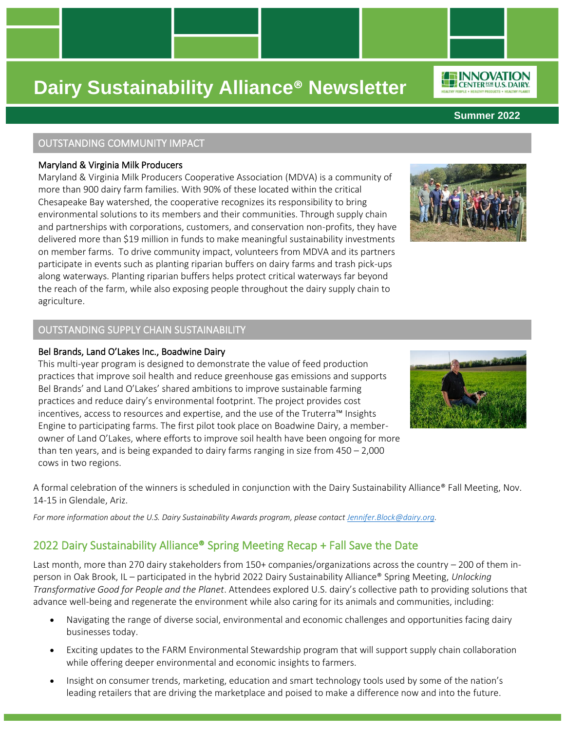# Dairy Sustainability Alliance® Newsletter

Summer 2022

## OUTSTANDING COMMUNITY IMPACT

### Maryland & Virginia Milk Producers

Maryland & Virginia Milk Producers Cooperative Association (MDVA) is a community of more than 900 dairy farm families. With 90% of these located within the critical Chesapeake Bay watershed, the cooperative recognizes its responsibility to bring environmental solutions to its members and their communities. Through supply chain and partnerships with corporations, customers, and conservation non-profits, they have delivered more than $19 million in funds to make meaningful sustainability investments on member farms. To drive community impact, volunteers from MDVA and its partners participate in events such as planting riparian buffers on dairy farms and trash pick-ups along waterways. Planting riparian buffers helps protect critical waterways far beyond the reach of the farm, while also exposing people throughout the dairy supply chain to agriculture.

## OUTSTANDING SUPPLY CHAIN SUSTAINABILITY

### Bel Brands, Land O'Lakes Inc., Boadwine Dairy

This multi-year program is designed to demonstrate the value of feed production practices that improve soil health and reduce greenhouse gas emissions and supports Bel Brands' and Land O'Lakes' shared ambitions to improve sustainable farming practices and reduce dairy's environmental footprint. The project provides cost incentives, access to resources and expertise, and the use of the Truterra™ Insights Engine to participating farms. The first pilot took place on Boadwine Dairy, a member-owner of Land O'Lakes, where efforts to improve soil health have been ongoing for more than ten years, and is being expanded to dairy farms ranging in size from 450 – 2,000 cows in two regions.

A formal celebration of the winners is scheduled in conjunction with the Dairy Sustainability Alliance® Fall Meeting, Nov. 14-15 in Glendale, Ariz.

*For more information about the U.S. Dairy Sustainability Awards program, please contact [Jennifer.Block@dairy.org](mailto:Jennifer.Block@dairy.org).*

## 2022 Dairy Sustainability Alliance® Spring Meeting Recap + Fall Save the Date

Last month, more than 270 dairy stakeholders from 150+ companies/organizations across the country – 200 of them in-person in Oak Brook, IL – participated in the hybrid 2022 Dairy Sustainability Alliance® Spring Meeting, *Unlocking Transformative Good for People and the Planet*. Attendees explored U.S. dairy's collective path to providing solutions that advance well-being and regenerate the environment while also caring for its animals and communities, including:

- Navigating the range of diverse social, environmental and economic challenges and opportunities facing dairy businesses today.
- Exciting updates to the FARM Environmental Stewardship program that will support supply chain collaboration while offering deeper environmental and economic insights to farmers.
- Insight on consumer trends, marketing, education and smart technology tools used by some of the nation's leading retailers that are driving the marketplace and poised to make a difference now and into the future.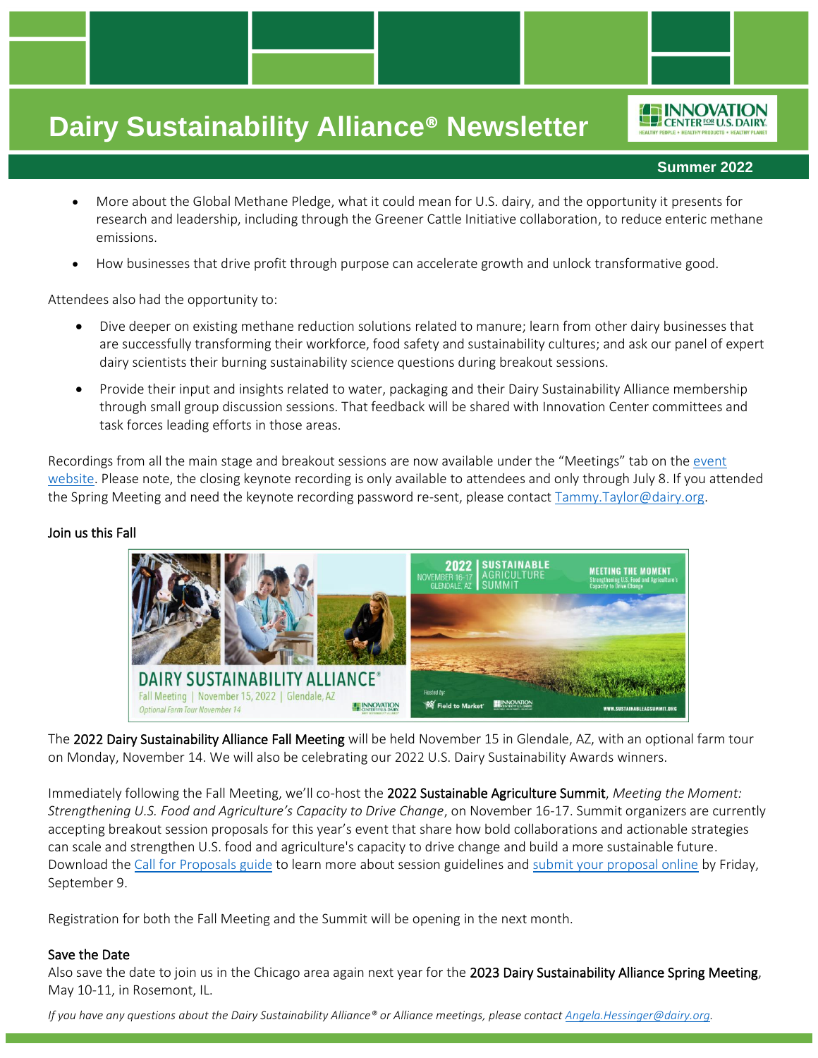- More about the Global Methane Pledge, what it could mean for U.S. dairy, and the opportunity it presents for research and leadership, including through the Greener Cattle Initiative collaboration, to reduce enteric methane emissions.
- How businesses that drive profit through purpose can accelerate growth and unlock transformative good.

Attendees also had the opportunity to:

- Dive deeper on existing methane reduction solutions related to manure; learn from other dairy businesses that are successfully transforming their workforce, food safety and sustainability cultures; and ask our panel of expert dairy scientists their burning sustainability science questions during breakout sessions.
- Provide their input and insights related to water, packaging and their Dairy Sustainability Alliance membership through small group discussion sessions. That feedback will be shared with Innovation Center committees and task forces leading efforts in those areas.

Recordings from all the main stage and breakout sessions are now available under the "Meetings" tab on the event website. Please note, the closing keynote recording is only available to attendees and only through July 8. If you attended the Spring Meeting and need the keynote recording password re-sent, please contact Tammy.Taylor@dairy.org.

### Join us this Fall

The **2022 Dairy Sustainability Alliance Fall Meeting** will be held November 15 in Glendale, AZ, with an optional farm tour on Monday, November 14. We will also be celebrating our 2022 U.S. Dairy Sustainability Awards winners.

Immediately following the Fall Meeting, we'll co-host the **2022 Sustainable Agriculture Summit**, *Meeting the Moment: Strengthening U.S. Food and Agriculture's Capacity to Drive Change*, on November 16-17. Summit organizers are currently accepting breakout session proposals for this year's event that share how bold collaborations and actionable strategies can scale and strengthen U.S. food and agriculture's capacity to drive change and build a more sustainable future. Download the Call for Proposals guide to learn more about session guidelines and submit your proposal online by Friday, September 9.

Registration for both the Fall Meeting and the Summit will be opening in the next month.

### Save the Date

Also save the date to join us in the Chicago area again next year for the **2023 Dairy Sustainability Alliance Spring Meeting**, May 10-11, in Rosemont, IL.

*If you have any questions about the Dairy Sustainability Alliance® or Alliance meetings, please contact Angela.Hessinger@dairy.org.*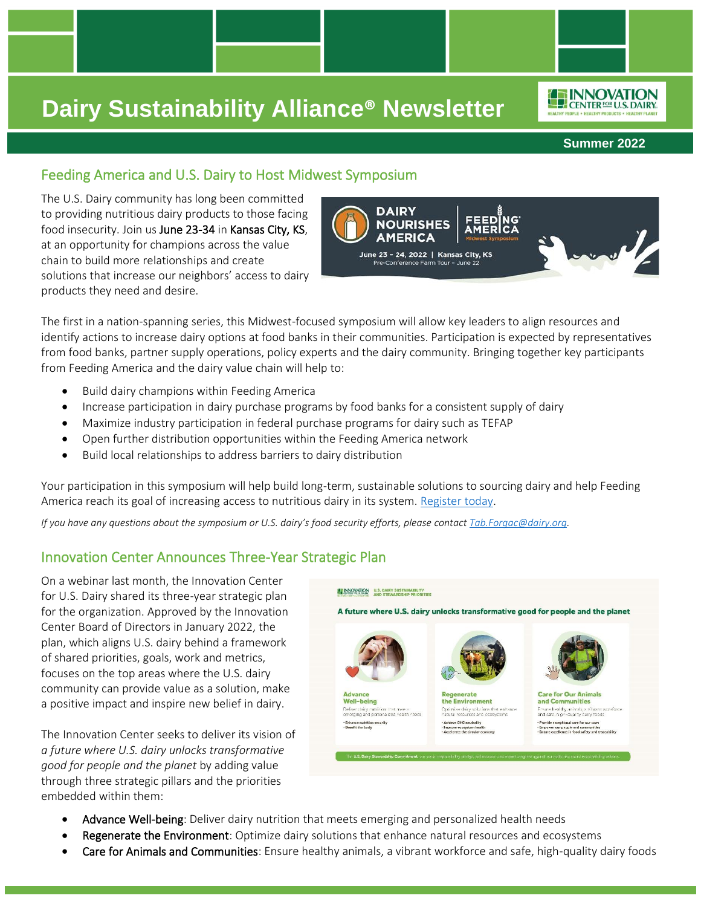# Dairy Sustainability Alliance® Newsletter

**Summer 2022**

## Feeding America and U.S. Dairy to Host Midwest Symposium

The U.S. Dairy community has long been committed to providing nutritious dairy products to those facing food insecurity. Join us June 23-34 in Kansas City, KS, at an opportunity for champions across the value chain to build more relationships and create solutions that increase our neighbors' access to dairy products they need and desire.

The first in a nation-spanning series, this Midwest-focused symposium will allow key leaders to align resources and identify actions to increase dairy options at food banks in their communities. Participation is expected by representatives from food banks, partner supply operations, policy experts and the dairy community. Bringing together key participants from Feeding America and the dairy value chain will help to:

- Build dairy champions within Feeding America
- Increase participation in dairy purchase programs by food banks for a consistent supply of dairy
- Maximize industry participation in federal purchase programs for dairy such as TEFAP
- Open further distribution opportunities within the Feeding America network
- Build local relationships to address barriers to dairy distribution

Your participation in this symposium will help build long-term, sustainable solutions to sourcing dairy and help Feeding America reach its goal of increasing access to nutritious dairy in its system. Register today.

*If you have any questions about the symposium or U.S. dairy's food security efforts, please contact Tab.Forgac@dairy.org.*

## Innovation Center Announces Three-Year Strategic Plan

On a webinar last month, the Innovation Center for U.S. Dairy shared its three-year strategic plan for the organization. Approved by the Innovation Center Board of Directors in January 2022, the plan, which aligns U.S. dairy behind a framework of shared priorities, goals, work and metrics, focuses on the top areas where the U.S. dairy community can provide value as a solution, make a positive impact and inspire new belief in dairy.

The Innovation Center seeks to deliver its vision of *a future where U.S. dairy unlocks transformative good for people and the planet* by adding value through three strategic pillars and the priorities embedded within them:

- Advance Well-being: Deliver dairy nutrition that meets emerging and personalized health needs
- Regenerate the Environment: Optimize dairy solutions that enhance natural resources and ecosystems
- Care for Animals and Communities: Ensure healthy animals, a vibrant workforce and safe, high-quality dairy foods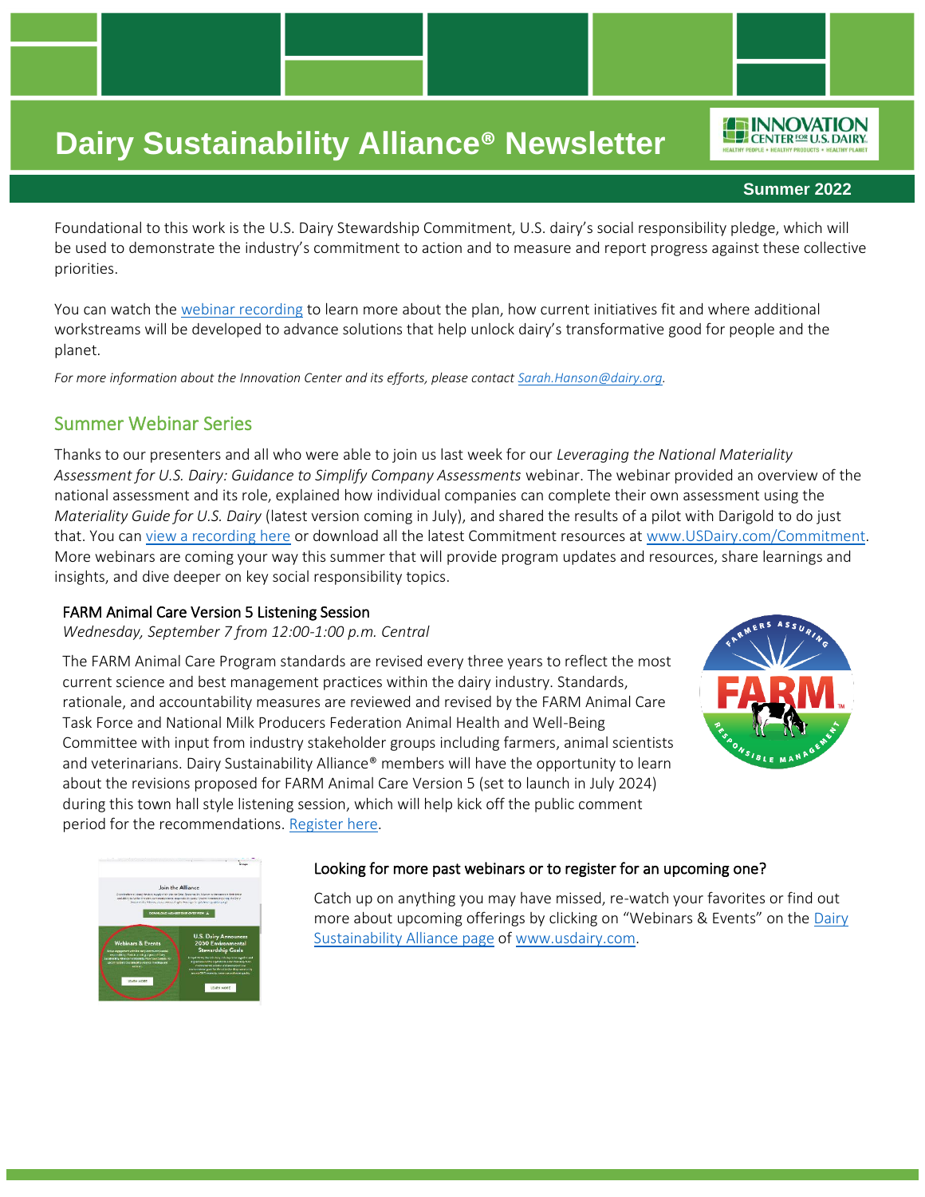# Dairy Sustainability Alliance® Newsletter

**Summer 2022**

Foundational to this work is the U.S. Dairy Stewardship Commitment, U.S. dairy's social responsibility pledge, which will be used to demonstrate the industry's commitment to action and to measure and report progress against these collective priorities.

You can watch the webinar recording to learn more about the plan, how current initiatives fit and where additional workstreams will be developed to advance solutions that help unlock dairy's transformative good for people and the planet.

*For more information about the Innovation Center and its efforts, please contact Sarah.Hanson@dairy.org.*

## Summer Webinar Series

Thanks to our presenters and all who were able to join us last week for our *Leveraging the National Materiality Assessment for U.S. Dairy: Guidance to Simplify Company Assessments* webinar. The webinar provided an overview of the national assessment and its role, explained how individual companies can complete their own assessment using the *Materiality Guide for U.S. Dairy* (latest version coming in July), and shared the results of a pilot with Darigold to do just that. You can view a recording here or download all the latest Commitment resources at www.USDairy.com/Commitment. More webinars are coming your way this summer that will provide program updates and resources, share learnings and insights, and dive deeper on key social responsibility topics.

### FARM Animal Care Version 5 Listening Session

*Wednesday, September 7 from 12:00-1:00 p.m. Central*

The FARM Animal Care Program standards are revised every three years to reflect the most current science and best management practices within the dairy industry. Standards, rationale, and accountability measures are reviewed and revised by the FARM Animal Care Task Force and National Milk Producers Federation Animal Health and Well-Being Committee with input from industry stakeholder groups including farmers, animal scientists and veterinarians. Dairy Sustainability Alliance® members will have the opportunity to learn about the revisions proposed for FARM Animal Care Version 5 (set to launch in July 2024) during this town hall style listening session, which will help kick off the public comment period for the recommendations. Register here.

### Looking for more past webinars or to register for an upcoming one?

Catch up on anything you may have missed, re-watch your favorites or find out more about upcoming offerings by clicking on "Webinars & Events" on the Dairy Sustainability Alliance page of www.usdairy.com.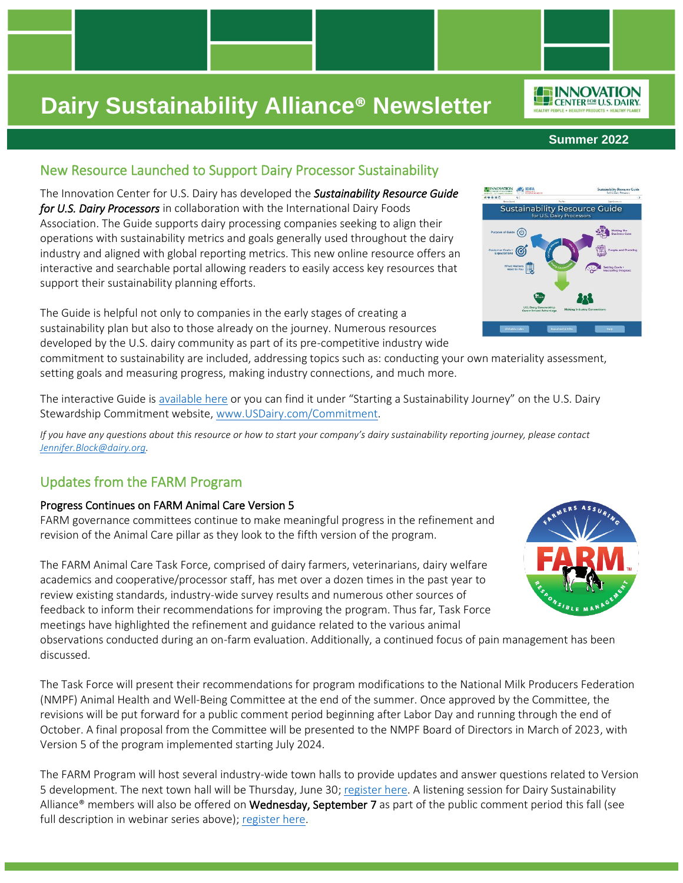# Dairy Sustainability Alliance® Newsletter

**Summer 2022**

## New Resource Launched to Support Dairy Processor Sustainability

The Innovation Center for U.S. Dairy has developed the ***Sustainability Resource Guide for U.S. Dairy Processors*** in collaboration with the International Dairy Foods Association. The Guide supports dairy processing companies seeking to align their operations with sustainability metrics and goals generally used throughout the dairy industry and aligned with global reporting metrics. This new online resource offers an interactive and searchable portal allowing readers to easily access key resources that support their sustainability planning efforts.

The Guide is helpful not only to companies in the early stages of creating a sustainability plan but also to those already on the journey. Numerous resources developed by the U.S. dairy community as part of its pre-competitive industry wide commitment to sustainability are included, addressing topics such as: conducting your own materiality assessment, setting goals and measuring progress, making industry connections, and much more.

The interactive Guide is available here or you can find it under "Starting a Sustainability Journey" on the U.S. Dairy Stewardship Commitment website, www.USDairy.com/Commitment.

*If you have any questions about this resource or how to start your company's dairy sustainability reporting journey, please contact Jennifer.Block@dairy.org.*

## Updates from the FARM Program

### Progress Continues on FARM Animal Care Version 5

FARM governance committees continue to make meaningful progress in the refinement and revision of the Animal Care pillar as they look to the fifth version of the program.

The FARM Animal Care Task Force, comprised of dairy farmers, veterinarians, dairy welfare academics and cooperative/processor staff, has met over a dozen times in the past year to review existing standards, industry-wide survey results and numerous other sources of feedback to inform their recommendations for improving the program. Thus far, Task Force meetings have highlighted the refinement and guidance related to the various animal observations conducted during an on-farm evaluation. Additionally, a continued focus of pain management has been discussed.

The Task Force will present their recommendations for program modifications to the National Milk Producers Federation (NMPF) Animal Health and Well-Being Committee at the end of the summer. Once approved by the Committee, the revisions will be put forward for a public comment period beginning after Labor Day and running through the end of October. A final proposal from the Committee will be presented to the NMPF Board of Directors in March of 2023, with Version 5 of the program implemented starting July 2024.

The FARM Program will host several industry-wide town halls to provide updates and answer questions related to Version 5 development. The next town hall will be Thursday, June 30; register here. A listening session for Dairy Sustainability Alliance® members will also be offered on **Wednesday, September 7** as part of the public comment period this fall (see full description in webinar series above); register here.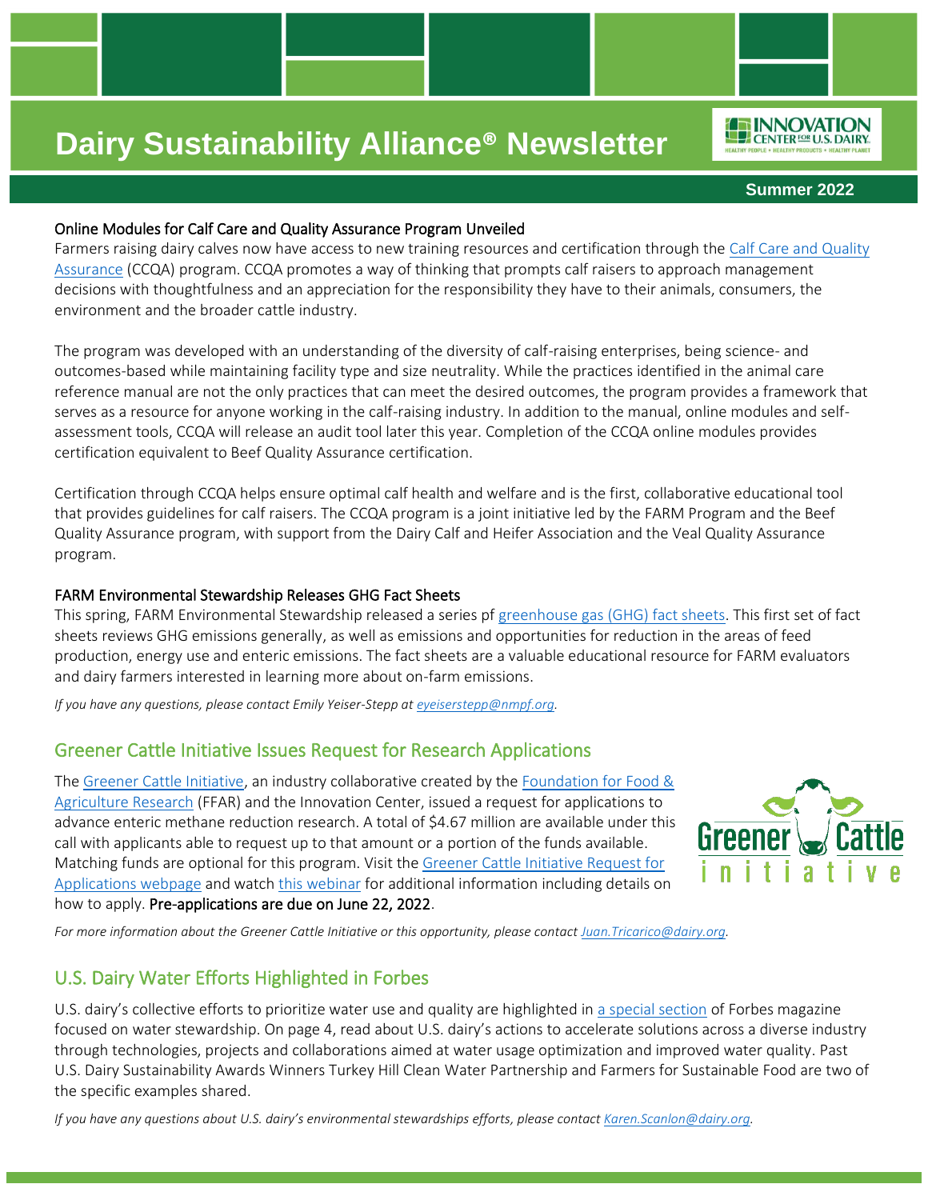# Dairy Sustainability Alliance® Newsletter

**Summer 2022**

### Online Modules for Calf Care and Quality Assurance Program Unveiled

Farmers raising dairy calves now have access to new training resources and certification through the Calf Care and Quality Assurance (CCQA) program. CCQA promotes a way of thinking that prompts calf raisers to approach management decisions with thoughtfulness and an appreciation for the responsibility they have to their animals, consumers, the environment and the broader cattle industry.

The program was developed with an understanding of the diversity of calf-raising enterprises, being science- and outcomes-based while maintaining facility type and size neutrality. While the practices identified in the animal care reference manual are not the only practices that can meet the desired outcomes, the program provides a framework that serves as a resource for anyone working in the calf-raising industry. In addition to the manual, online modules and self-assessment tools, CCQA will release an audit tool later this year. Completion of the CCQA online modules provides certification equivalent to Beef Quality Assurance certification.

Certification through CCQA helps ensure optimal calf health and welfare and is the first, collaborative educational tool that provides guidelines for calf raisers. The CCQA program is a joint initiative led by the FARM Program and the Beef Quality Assurance program, with support from the Dairy Calf and Heifer Association and the Veal Quality Assurance program.

### FARM Environmental Stewardship Releases GHG Fact Sheets

This spring, FARM Environmental Stewardship released a series pf greenhouse gas (GHG) fact sheets. This first set of fact sheets reviews GHG emissions generally, as well as emissions and opportunities for reduction in the areas of feed production, energy use and enteric emissions. The fact sheets are a valuable educational resource for FARM evaluators and dairy farmers interested in learning more about on-farm emissions.

*If you have any questions, please contact Emily Yeiser-Stepp at eyeiserstepp@nmpf.org.*

## Greener Cattle Initiative Issues Request for Research Applications

The Greener Cattle Initiative, an industry collaborative created by the Foundation for Food & Agriculture Research (FFAR) and the Innovation Center, issued a request for applications to advance enteric methane reduction research. A total of $4.67 million are available under this call with applicants able to request up to that amount or a portion of the funds available. Matching funds are optional for this program. Visit the Greener Cattle Initiative Request for Applications webpage and watch this webinar for additional information including details on how to apply. **Pre-applications are due on June 22, 2022**.

*For more information about the Greener Cattle Initiative or this opportunity, please contact Juan.Tricarico@dairy.org.*

## U.S. Dairy Water Efforts Highlighted in Forbes

U.S. dairy's collective efforts to prioritize water use and quality are highlighted in a special section of Forbes magazine focused on water stewardship. On page 4, read about U.S. dairy's actions to accelerate solutions across a diverse industry through technologies, projects and collaborations aimed at water usage optimization and improved water quality. Past U.S. Dairy Sustainability Awards Winners Turkey Hill Clean Water Partnership and Farmers for Sustainable Food are two of the specific examples shared.

*If you have any questions about U.S. dairy's environmental stewardships efforts, please contact Karen.Scanlon@dairy.org.*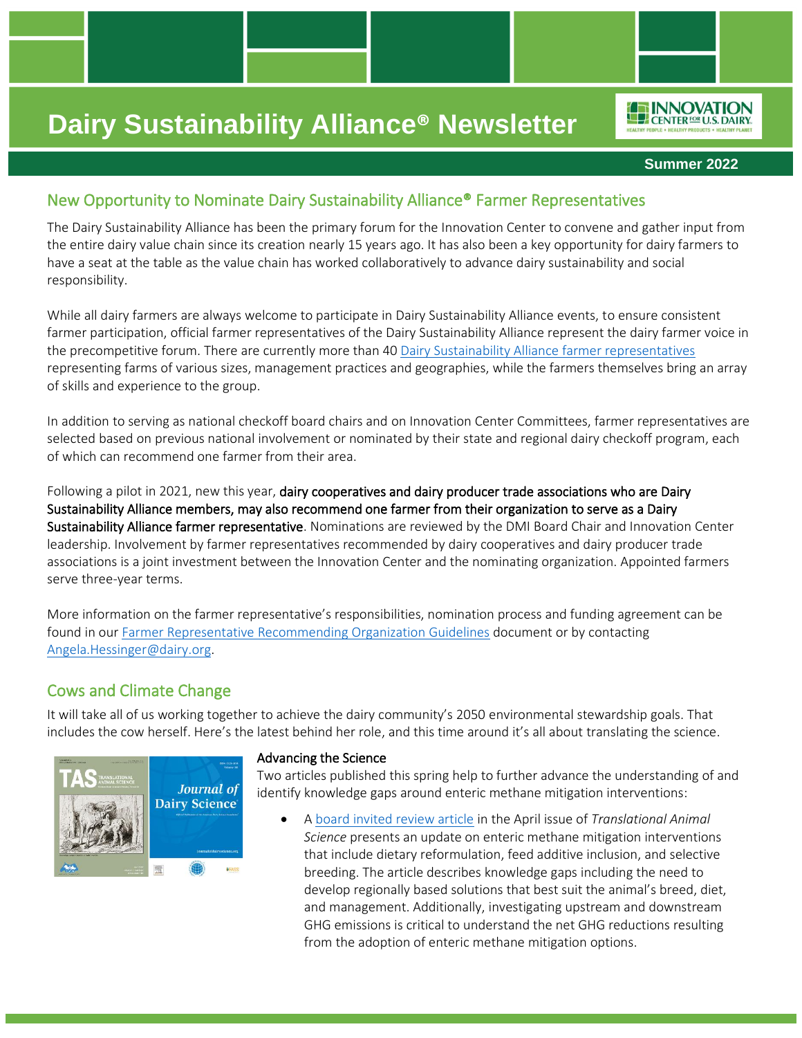# Dairy Sustainability Alliance® Newsletter

**Summer 2022**

## New Opportunity to Nominate Dairy Sustainability Alliance® Farmer Representatives

The Dairy Sustainability Alliance has been the primary forum for the Innovation Center to convene and gather input from the entire dairy value chain since its creation nearly 15 years ago. It has also been a key opportunity for dairy farmers to have a seat at the table as the value chain has worked collaboratively to advance dairy sustainability and social responsibility.

While all dairy farmers are always welcome to participate in Dairy Sustainability Alliance events, to ensure consistent farmer participation, official farmer representatives of the Dairy Sustainability Alliance represent the dairy farmer voice in the precompetitive forum. There are currently more than 40 Dairy Sustainability Alliance farmer representatives representing farms of various sizes, management practices and geographies, while the farmers themselves bring an array of skills and experience to the group.

In addition to serving as national checkoff board chairs and on Innovation Center Committees, farmer representatives are selected based on previous national involvement or nominated by their state and regional dairy checkoff program, each of which can recommend one farmer from their area.

Following a pilot in 2021, new this year, **dairy cooperatives and dairy producer trade associations who are Dairy Sustainability Alliance members, may also recommend one farmer from their organization to serve as a Dairy Sustainability Alliance farmer representative**. Nominations are reviewed by the DMI Board Chair and Innovation Center leadership. Involvement by farmer representatives recommended by dairy cooperatives and dairy producer trade associations is a joint investment between the Innovation Center and the nominating organization. Appointed farmers serve three-year terms.

More information on the farmer representative's responsibilities, nomination process and funding agreement can be found in our Farmer Representative Recommending Organization Guidelines document or by contacting Angela.Hessinger@dairy.org.

## Cows and Climate Change

It will take all of us working together to achieve the dairy community's 2050 environmental stewardship goals. That includes the cow herself. Here's the latest behind her role, and this time around it's all about translating the science.

### Advancing the Science

Two articles published this spring help to further advance the understanding of and identify knowledge gaps around enteric methane mitigation interventions:

- A board invited review article in the April issue of *Translational Animal Science* presents an update on enteric methane mitigation interventions that include dietary reformulation, feed additive inclusion, and selective breeding. The article describes knowledge gaps including the need to develop regionally based solutions that best suit the animal's breed, diet, and management. Additionally, investigating upstream and downstream GHG emissions is critical to understand the net GHG reductions resulting from the adoption of enteric methane mitigation options.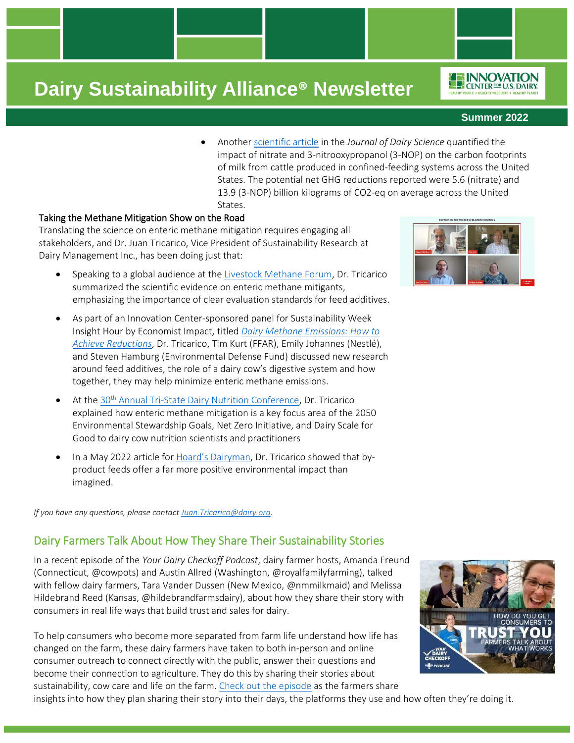- Another scientific article in the *Journal of Dairy Science* quantified the impact of nitrate and 3-nitrooxypropanol (3-NOP) on the carbon footprints of milk from cattle produced in confined-feeding systems across the United States. The potential net GHG reductions reported were 5.6 (nitrate) and 13.9 (3-NOP) billion kilograms of $CO_2$-eq on average across the United States.

### Taking the Methane Mitigation Show on the Road

Translating the science on enteric methane mitigation requires engaging all stakeholders, and Dr. Juan Tricarico, Vice President of Sustainability Research at Dairy Management Inc., has been doing just that:

- Speaking to a global audience at the Livestock Methane Forum, Dr. Tricarico summarized the scientific evidence on enteric methane mitigants, emphasizing the importance of clear evaluation standards for feed additives.
- As part of an Innovation Center-sponsored panel for Sustainability Week Insight Hour by Economist Impact, titled *Dairy Methane Emissions: How to Achieve Reductions*, Dr. Tricarico, Tim Kurt (FFAR), Emily Johannes (Nestlé), and Steven Hamburg (Environmental Defense Fund) discussed new research around feed additives, the role of a dairy cow's digestive system and how together, they may help minimize enteric methane emissions.
- At the 30th Annual Tri-State Dairy Nutrition Conference, Dr. Tricarico explained how enteric methane mitigation is a key focus area of the 2050 Environmental Stewardship Goals, Net Zero Initiative, and Dairy Scale for Good to dairy cow nutrition scientists and practitioners
- In a May 2022 article for Hoard's Dairyman, Dr. Tricarico showed that by-product feeds offer a far more positive environmental impact than imagined.

*If you have any questions, please contact Juan.Tricarico@dairy.org.*

## Dairy Farmers Talk About How They Share Their Sustainability Stories

In a recent episode of the *Your Dairy Checkoff Podcast*, dairy farmer hosts, Amanda Freund (Connecticut, @cowpots) and Austin Allred (Washington, @royalfamilyfarming), talked with fellow dairy farmers, Tara Vander Dussen (New Mexico, @nmmilkmaid) and Melissa Hildebrand Reed (Kansas, @hildebrandfarmsdairy), about how they share their story with consumers in real life ways that build trust and sales for dairy.

To help consumers who become more separated from farm life understand how life has changed on the farm, these dairy farmers have taken to both in-person and online consumer outreach to connect directly with the public, answer their questions and become their connection to agriculture. They do this by sharing their stories about sustainability, cow care and life on the farm. Check out the episode as the farmers share insights into how they plan sharing their story into their days, the platforms they use and how often they're doing it.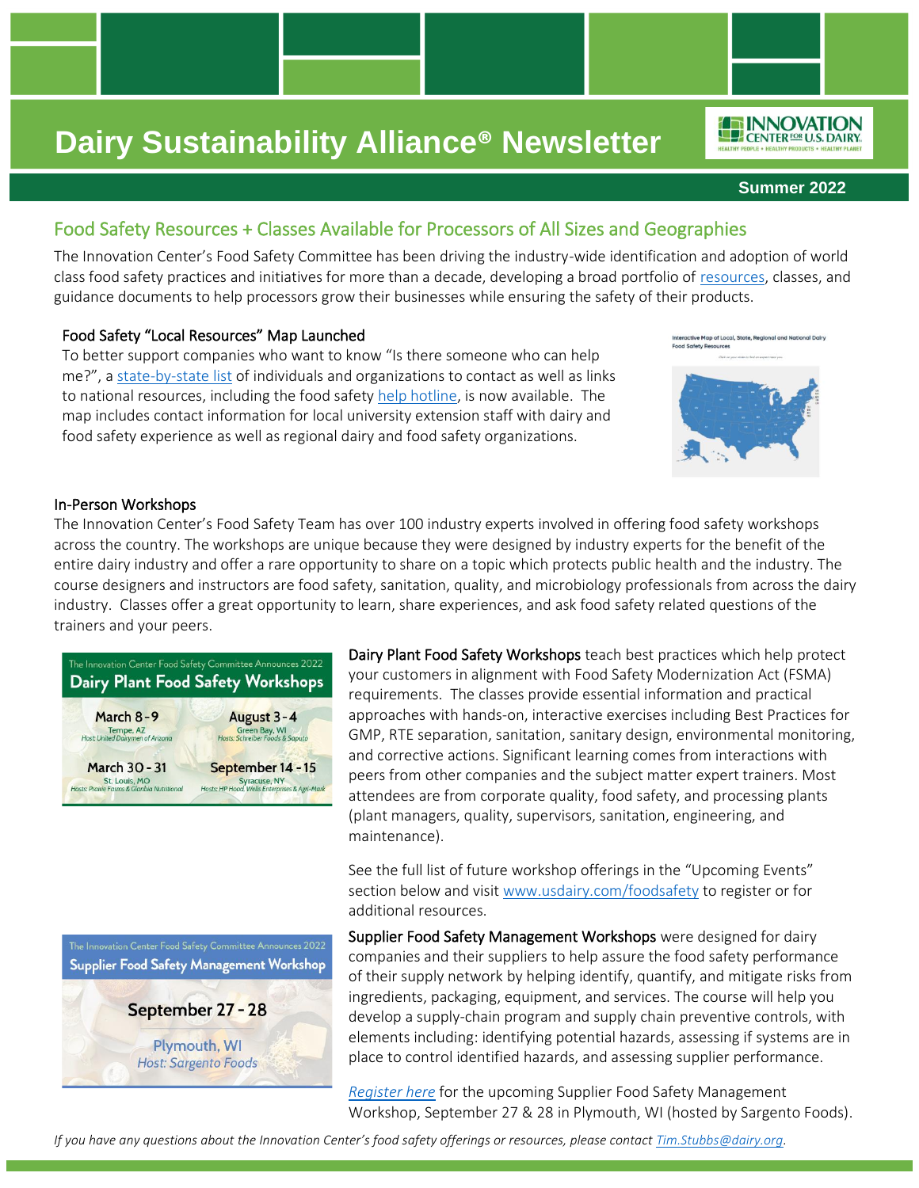# Dairy Sustainability Alliance® Newsletter

**Summer 2022**

## Food Safety Resources + Classes Available for Processors of All Sizes and Geographies

The Innovation Center's Food Safety Committee has been driving the industry-wide identification and adoption of world class food safety practices and initiatives for more than a decade, developing a broad portfolio of resources, classes, and guidance documents to help processors grow their businesses while ensuring the safety of their products.

### Food Safety "Local Resources" Map Launched

To better support companies who want to know "Is there someone who can help me?", a state-by-state list of individuals and organizations to contact as well as links to national resources, including the food safety help hotline, is now available. The map includes contact information for local university extension staff with dairy and food safety experience as well as regional dairy and food safety organizations.

### In-Person Workshops

The Innovation Center's Food Safety Team has over 100 industry experts involved in offering food safety workshops across the country. The workshops are unique because they were designed by industry experts for the benefit of the entire dairy industry and offer a rare opportunity to share on a topic which protects public health and the industry. The course designers and instructors are food safety, sanitation, quality, and microbiology professionals from across the dairy industry. Classes offer a great opportunity to learn, share experiences, and ask food safety related questions of the trainers and your peers.

The Innovation Center Food Safety Committee Announces 2022 **Dairy Plant Food Safety Workshops**

- **March 8 - 9** — Tempe, AZ — Host: United Dairymen of Arizona
- **August 3 - 4** — Green Bay, WI — Hosts: Schreiber Foods & Saputo
- **March 30 - 31** — St. Louis, MO — Hosts: Prairie Farms & Glanbia Nutritional
- **September 14 - 15** — Syracuse, NY — Hosts: HP Hood, Wells Enterprises & Agri-Mark

**Dairy Plant Food Safety Workshops** teach best practices which help protect your customers in alignment with Food Safety Modernization Act (FSMA) requirements. The classes provide essential information and practical approaches with hands-on, interactive exercises including Best Practices for GMP, RTE separation, sanitation, sanitary design, environmental monitoring, and corrective actions. Significant learning comes from interactions with peers from other companies and the subject matter expert trainers. Most attendees are from corporate quality, food safety, and processing plants (plant managers, quality, supervisors, sanitation, engineering, and maintenance).

See the full list of future workshop offerings in the "Upcoming Events" section below and visit www.usdairy.com/foodsafety to register or for additional resources.

The Innovation Center Food Safety Committee Announces 2022 **Supplier Food Safety Management Workshop**

**September 27 - 28** — Plymouth, WI — *Host: Sargento Foods*

**Supplier Food Safety Management Workshops** were designed for dairy companies and their suppliers to help assure the food safety performance of their supply network by helping identify, quantify, and mitigate risks from ingredients, packaging, equipment, and services. The course will help you develop a supply-chain program and supply chain preventive controls, with elements including: identifying potential hazards, assessing if systems are in place to control identified hazards, and assessing supplier performance.

*Register here* for the upcoming Supplier Food Safety Management Workshop, September 27 & 28 in Plymouth, WI (hosted by Sargento Foods).

*If you have any questions about the Innovation Center's food safety offerings or resources, please contact Tim.Stubbs@dairy.org.*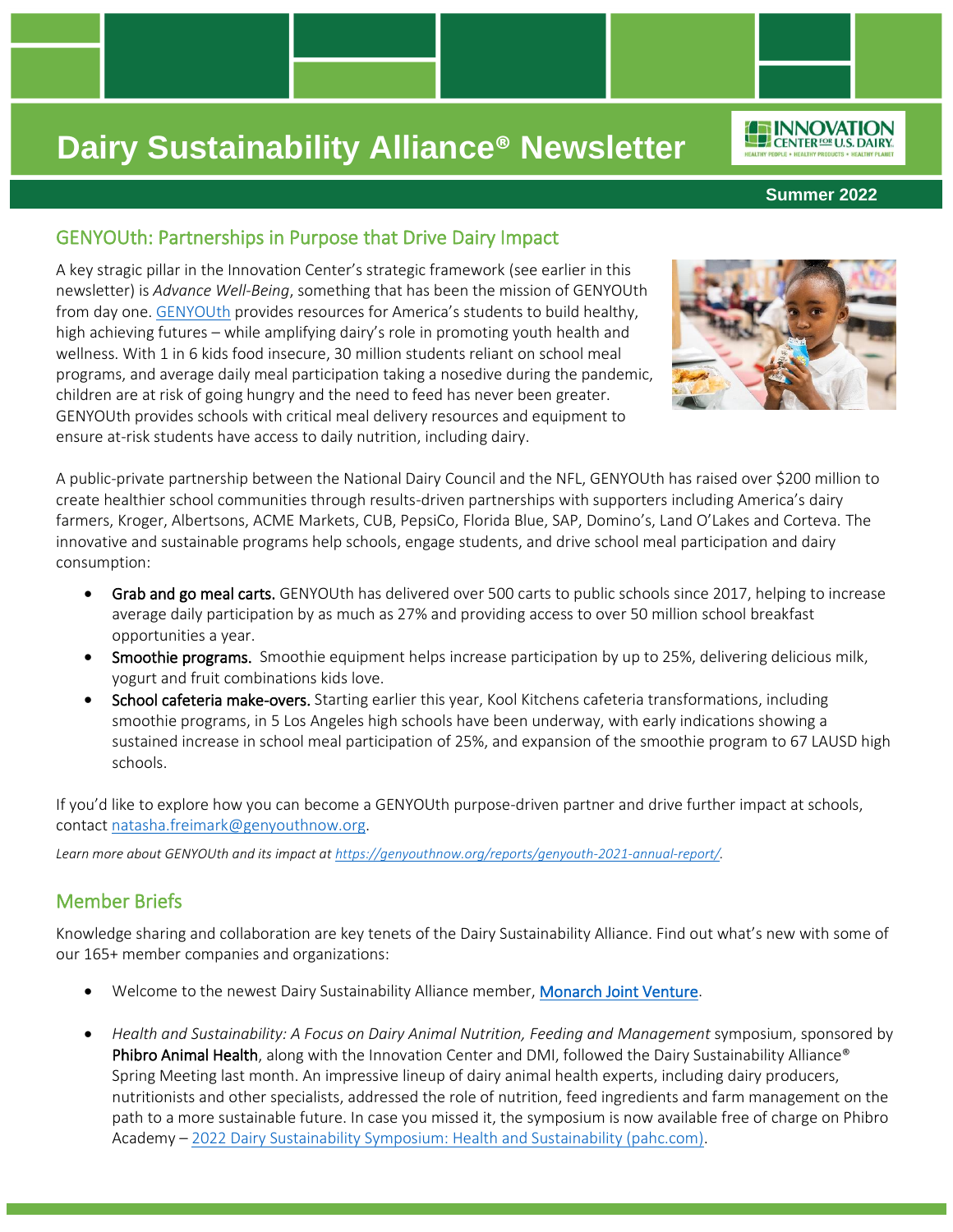# Dairy Sustainability Alliance® Newsletter

**Summer 2022**

## GENYOUth: Partnerships in Purpose that Drive Dairy Impact

A key stragic pillar in the Innovation Center's strategic framework (see earlier in this newsletter) is *Advance Well-Being*, something that has been the mission of GENYOUth from day one. GENYOUth provides resources for America's students to build healthy, high achieving futures – while amplifying dairy's role in promoting youth health and wellness. With 1 in 6 kids food insecure, 30 million students reliant on school meal programs, and average daily meal participation taking a nosedive during the pandemic, children are at risk of going hungry and the need to feed has never been greater. GENYOUth provides schools with critical meal delivery resources and equipment to ensure at-risk students have access to daily nutrition, including dairy.

A public-private partnership between the National Dairy Council and the NFL, GENYOUth has raised over $200 million to create healthier school communities through results-driven partnerships with supporters including America's dairy farmers, Kroger, Albertsons, ACME Markets, CUB, PepsiCo, Florida Blue, SAP, Domino's, Land O'Lakes and Corteva. The innovative and sustainable programs help schools, engage students, and drive school meal participation and dairy consumption:

- **Grab and go meal carts.** GENYOUth has delivered over 500 carts to public schools since 2017, helping to increase average daily participation by as much as 27% and providing access to over 50 million school breakfast opportunities a year.
- **Smoothie programs.** Smoothie equipment helps increase participation by up to 25%, delivering delicious milk, yogurt and fruit combinations kids love.
- **School cafeteria make-overs.** Starting earlier this year, Kool Kitchens cafeteria transformations, including smoothie programs, in 5 Los Angeles high schools have been underway, with early indications showing a sustained increase in school meal participation of 25%, and expansion of the smoothie program to 67 LAUSD high schools.

If you'd like to explore how you can become a GENYOUth purpose-driven partner and drive further impact at schools, contact natasha.freimark@genyouthnow.org.

*Learn more about GENYOUth and its impact at https://genyouthnow.org/reports/genyouth-2021-annual-report/.*

## Member Briefs

Knowledge sharing and collaboration are key tenets of the Dairy Sustainability Alliance. Find out what's new with some of our 165+ member companies and organizations:

- Welcome to the newest Dairy Sustainability Alliance member, Monarch Joint Venture.
- *Health and Sustainability: A Focus on Dairy Animal Nutrition, Feeding and Management* symposium, sponsored by **Phibro Animal Health**, along with the Innovation Center and DMI, followed the Dairy Sustainability Alliance® Spring Meeting last month. An impressive lineup of dairy animal health experts, including dairy producers, nutritionists and other specialists, addressed the role of nutrition, feed ingredients and farm management on the path to a more sustainable future. In case you missed it, the symposium is now available free of charge on Phibro Academy – 2022 Dairy Sustainability Symposium: Health and Sustainability (pahc.com).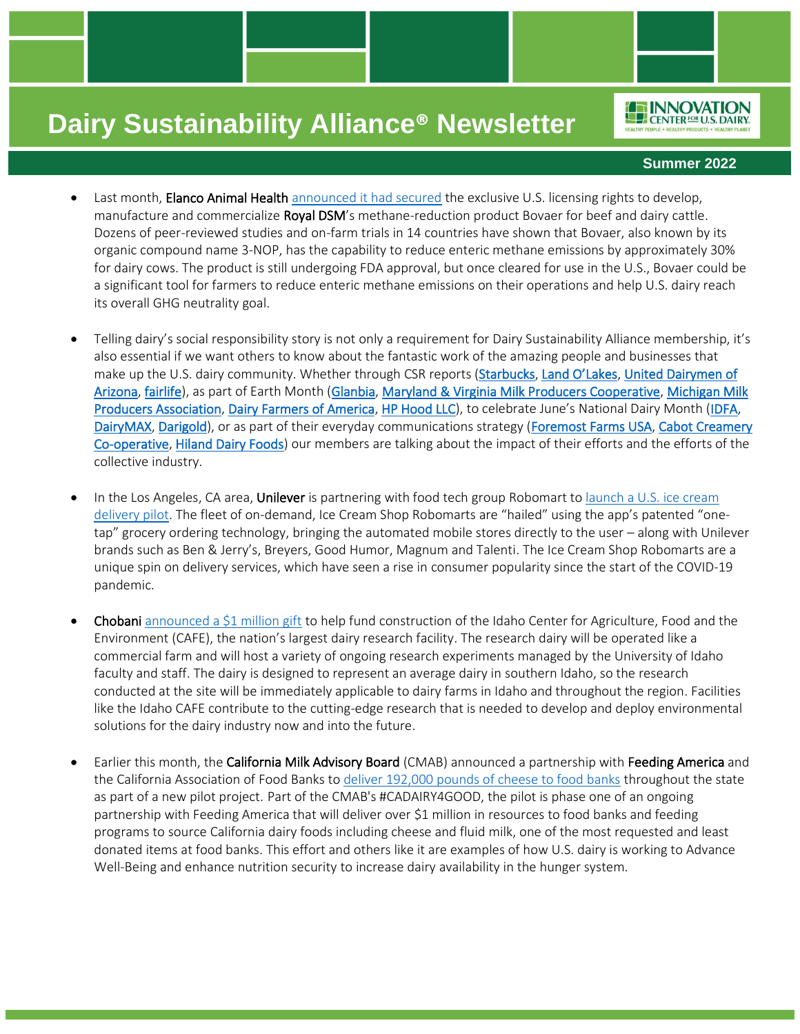# Dairy Sustainability Alliance® Newsletter

**Summer 2022**

- Last month, **Elanco Animal Health** announced it had secured the exclusive U.S. licensing rights to develop, manufacture and commercialize **Royal DSM**'s methane-reduction product Bovaer for beef and dairy cattle. Dozens of peer-reviewed studies and on-farm trials in 14 countries have shown that Bovaer, also known by its organic compound name 3-NOP, has the capability to reduce enteric methane emissions by approximately 30% for dairy cows. The product is still undergoing FDA approval, but once cleared for use in the U.S., Bovaer could be a significant tool for farmers to reduce enteric methane emissions on their operations and help U.S. dairy reach its overall GHG neutrality goal.

- Telling dairy's social responsibility story is not only a requirement for Dairy Sustainability Alliance membership, it's also essential if we want others to know about the fantastic work of the amazing people and businesses that make up the U.S. dairy community. Whether through CSR reports (Starbucks, Land O'Lakes, United Dairymen of Arizona, fairlife), as part of Earth Month (Glanbia, Maryland & Virginia Milk Producers Cooperative, Michigan Milk Producers Association, Dairy Farmers of America, HP Hood LLC), to celebrate June's National Dairy Month (IDFA, DairyMAX, Darigold), or as part of their everyday communications strategy (Foremost Farms USA, Cabot Creamery Co-operative, Hiland Dairy Foods) our members are talking about the impact of their efforts and the efforts of the collective industry.

- In the Los Angeles, CA area, **Unilever** is partnering with food tech group Robomart to launch a U.S. ice cream delivery pilot. The fleet of on-demand, Ice Cream Shop Robomarts are "hailed" using the app's patented "one-tap" grocery ordering technology, bringing the automated mobile stores directly to the user – along with Unilever brands such as Ben & Jerry's, Breyers, Good Humor, Magnum and Talenti. The Ice Cream Shop Robomarts are a unique spin on delivery services, which have seen a rise in consumer popularity since the start of the COVID-19 pandemic.

- **Chobani** announced a $1 million gift to help fund construction of the Idaho Center for Agriculture, Food and the Environment (CAFE), the nation's largest dairy research facility. The research dairy will be operated like a commercial farm and will host a variety of ongoing research experiments managed by the University of Idaho faculty and staff. The dairy is designed to represent an average dairy in southern Idaho, so the research conducted at the site will be immediately applicable to dairy farms in Idaho and throughout the region. Facilities like the Idaho CAFE contribute to the cutting-edge research that is needed to develop and deploy environmental solutions for the dairy industry now and into the future.

- Earlier this month, the **California Milk Advisory Board** (CMAB) announced a partnership with **Feeding America** and the California Association of Food Banks to deliver 192,000 pounds of cheese to food banks throughout the state as part of a new pilot project. Part of the CMAB's #CADAIRY4GOOD, the pilot is phase one of an ongoing partnership with Feeding America that will deliver over $1 million in resources to food banks and feeding programs to source California dairy foods including cheese and fluid milk, one of the most requested and least donated items at food banks. This effort and others like it are examples of how U.S. dairy is working to Advance Well-Being and enhance nutrition security to increase dairy availability in the hunger system.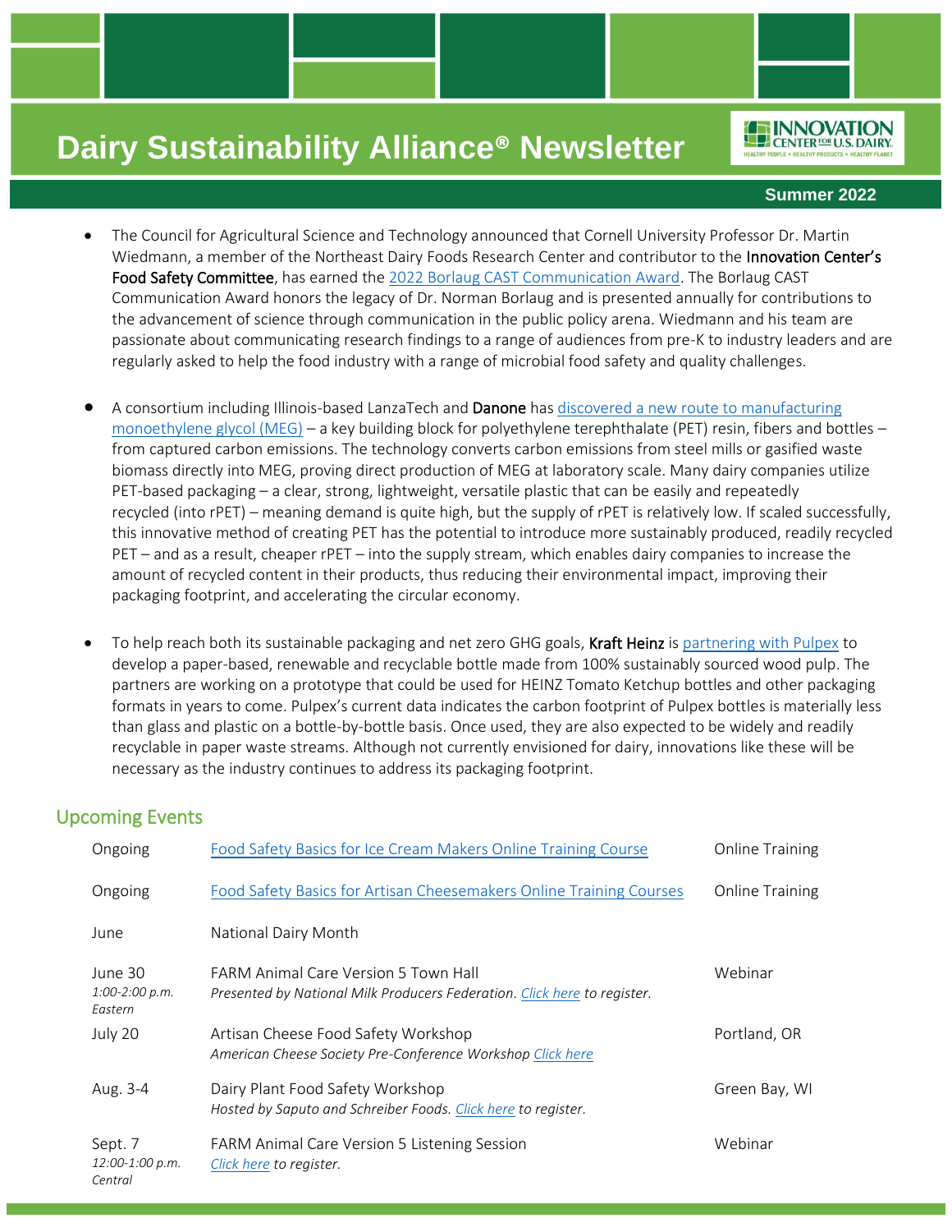- The Council for Agricultural Science and Technology announced that Cornell University Professor Dr. Martin Wiedmann, a member of the Northeast Dairy Foods Research Center and contributor to the **Innovation Center's Food Safety Committee**, has earned the 2022 Borlaug CAST Communication Award. The Borlaug CAST Communication Award honors the legacy of Dr. Norman Borlaug and is presented annually for contributions to the advancement of science through communication in the public policy arena. Wiedmann and his team are passionate about communicating research findings to a range of audiences from pre-K to industry leaders and are regularly asked to help the food industry with a range of microbial food safety and quality challenges.

- A consortium including Illinois-based LanzaTech and **Danone** has discovered a new route to manufacturing monoethylene glycol (MEG) – a key building block for polyethylene terephthalate (PET) resin, fibers and bottles – from captured carbon emissions. The technology converts carbon emissions from steel mills or gasified waste biomass directly into MEG, proving direct production of MEG at laboratory scale. Many dairy companies utilize PET-based packaging – a clear, strong, lightweight, versatile plastic that can be easily and repeatedly recycled (into rPET) – meaning demand is quite high, but the supply of rPET is relatively low. If scaled successfully, this innovative method of creating PET has the potential to introduce more sustainably produced, readily recycled PET – and as a result, cheaper rPET – into the supply stream, which enables dairy companies to increase the amount of recycled content in their products, thus reducing their environmental impact, improving their packaging footprint, and accelerating the circular economy.

- To help reach both its sustainable packaging and net zero GHG goals, **Kraft Heinz** is partnering with Pulpex to develop a paper-based, renewable and recyclable bottle made from 100% sustainably sourced wood pulp. The partners are working on a prototype that could be used for HEINZ Tomato Ketchup bottles and other packaging formats in years to come. Pulpex's current data indicates the carbon footprint of Pulpex bottles is materially less than glass and plastic on a bottle-by-bottle basis. Once used, they are also expected to be widely and readily recyclable in paper waste streams. Although not currently envisioned for dairy, innovations like these will be necessary as the industry continues to address its packaging footprint.

## Upcoming Events

| Date | Event | Location |
|---|---|---|
| Ongoing | Food Safety Basics for Ice Cream Makers Online Training Course | Online Training |
| Ongoing | Food Safety Basics for Artisan Cheesemakers Online Training Courses | Online Training |
| June | National Dairy Month | |
| June 30 *1:00-2:00 p.m. Eastern* | FARM Animal Care Version 5 Town Hall *Presented by National Milk Producers Federation. Click here to register.* | Webinar |
| July 20 | Artisan Cheese Food Safety Workshop *American Cheese Society Pre-Conference Workshop Click here* | Portland, OR |
| Aug. 3-4 | Dairy Plant Food Safety Workshop *Hosted by Saputo and Schreiber Foods. Click here to register.* | Green Bay, WI |
| Sept. 7 *12:00-1:00 p.m. Central* | FARM Animal Care Version 5 Listening Session *Click here to register.* | Webinar |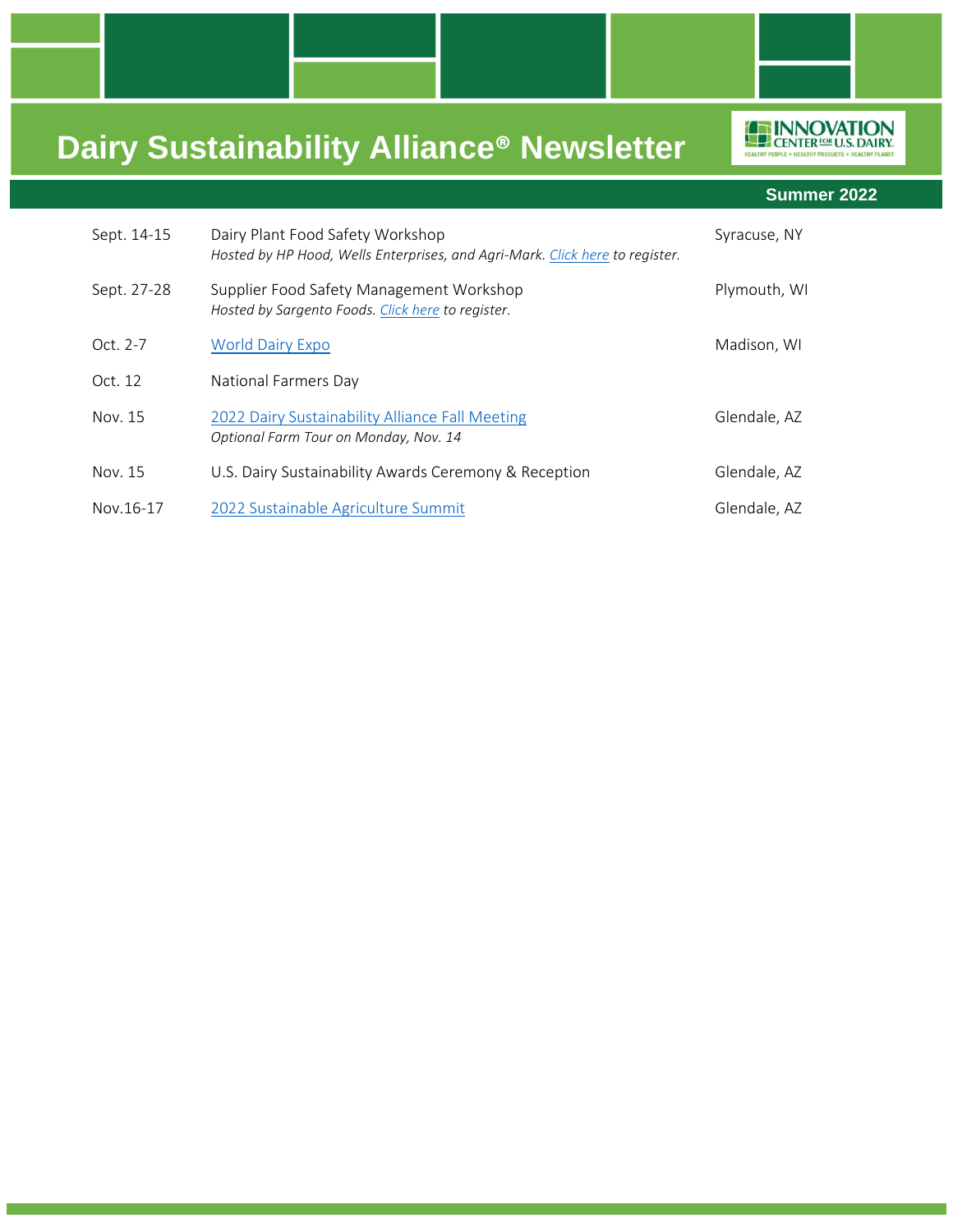| | | |
|---|---|---|
| Sept. 14-15 | Dairy Plant Food Safety Workshop<br>*Hosted by HP Hood, Wells Enterprises, and Agri-Mark. Click here to register.* | Syracuse, NY |
| Sept. 27-28 | Supplier Food Safety Management Workshop<br>*Hosted by Sargento Foods. Click here to register.* | Plymouth, WI |
| Oct. 2-7 | World Dairy Expo | Madison, WI |
| Oct. 12 | National Farmers Day | |
| Nov. 15 | 2022 Dairy Sustainability Alliance Fall Meeting<br>*Optional Farm Tour on Monday, Nov. 14* | Glendale, AZ |
| Nov. 15 | U.S. Dairy Sustainability Awards Ceremony & Reception | Glendale, AZ |
| Nov.16-17 | 2022 Sustainable Agriculture Summit | Glendale, AZ |